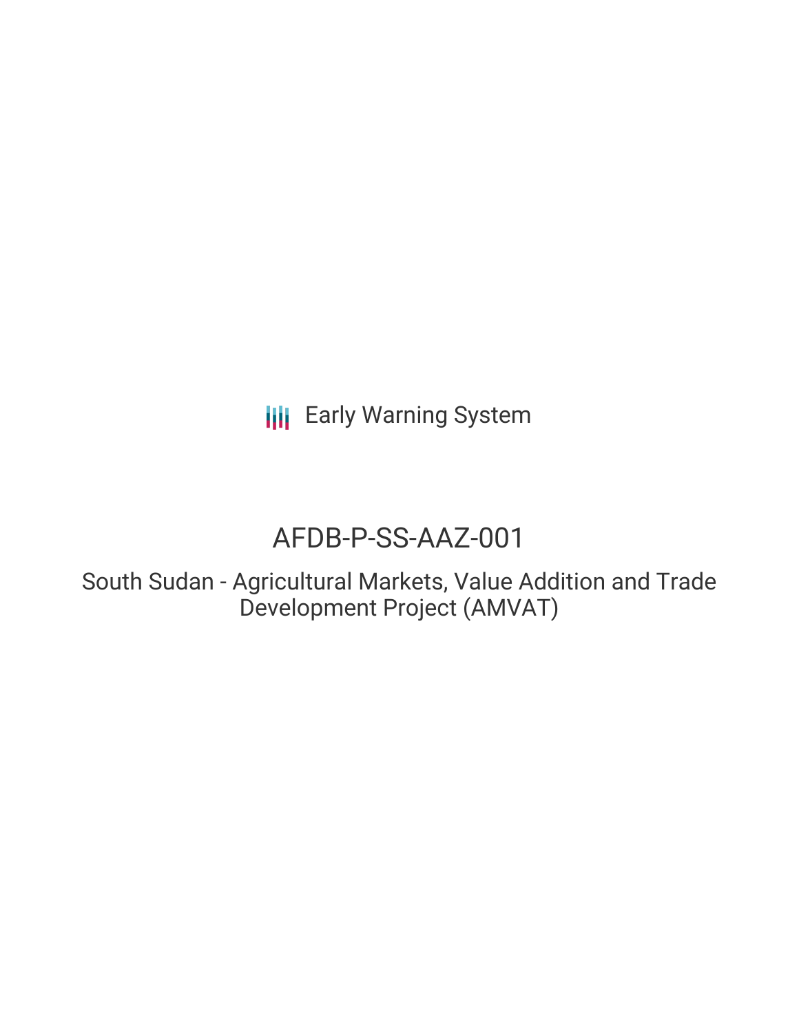Early Warning System

# AFDB-P-SS-AAZ-001

## South Sudan - Agricultural Markets, Value Addition and Trade Development Project (AMVAT)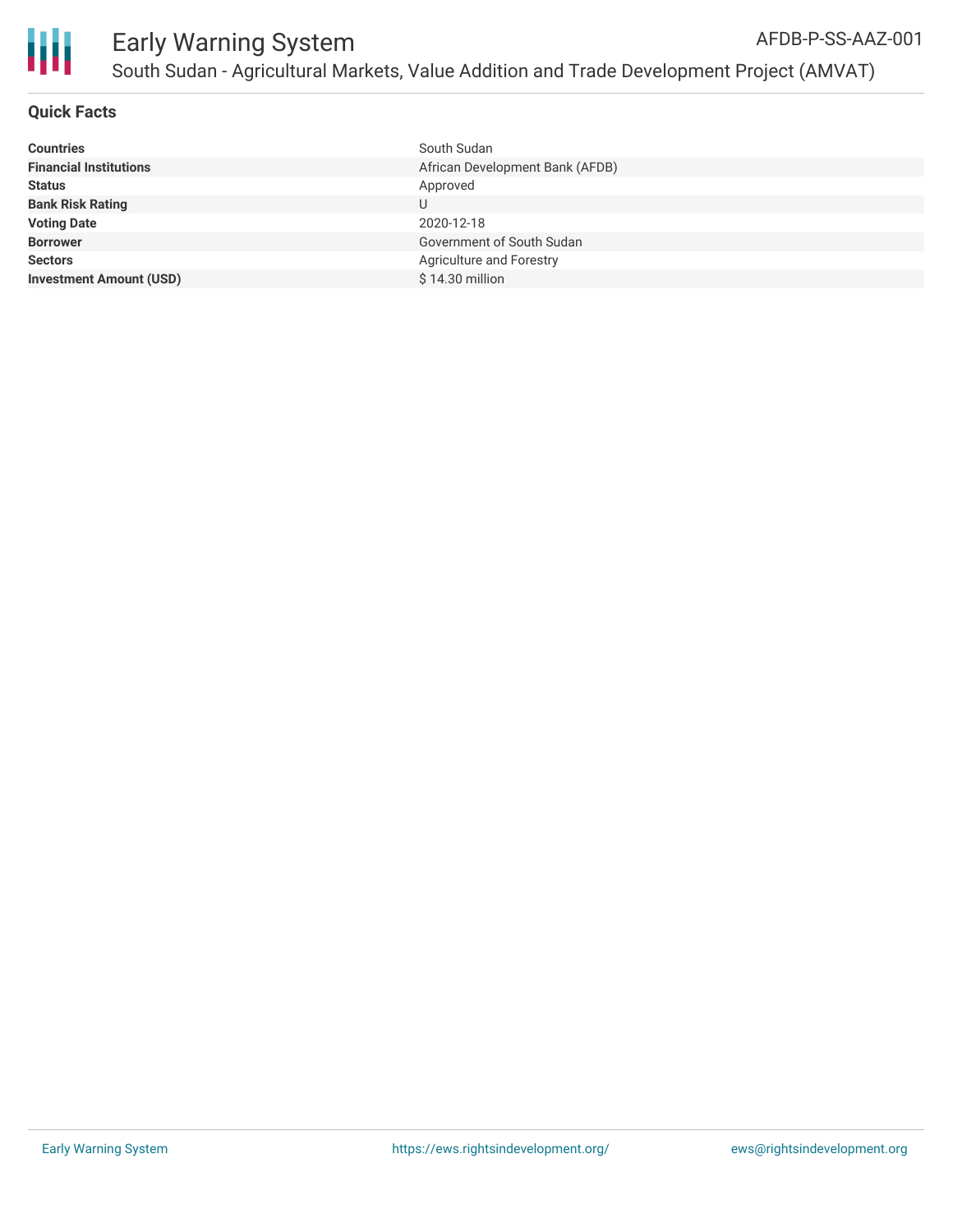# Early Warning System

AFDB-P-SS-AAZ-001

South Sudan - Agricultural Markets, Value Addition and Trade Development Project (AMVAT)

## Quick Facts

| | |
|---|---|
| **Countries** | South Sudan |
| **Financial Institutions** | African Development Bank (AFDB) |
| **Status** | Approved |
| **Bank Risk Rating** | U |
| **Voting Date** | 2020-12-18 |
| **Borrower** | Government of South Sudan |
| **Sectors** | Agriculture and Forestry |
| **Investment Amount (USD)** | $ 14.30 million |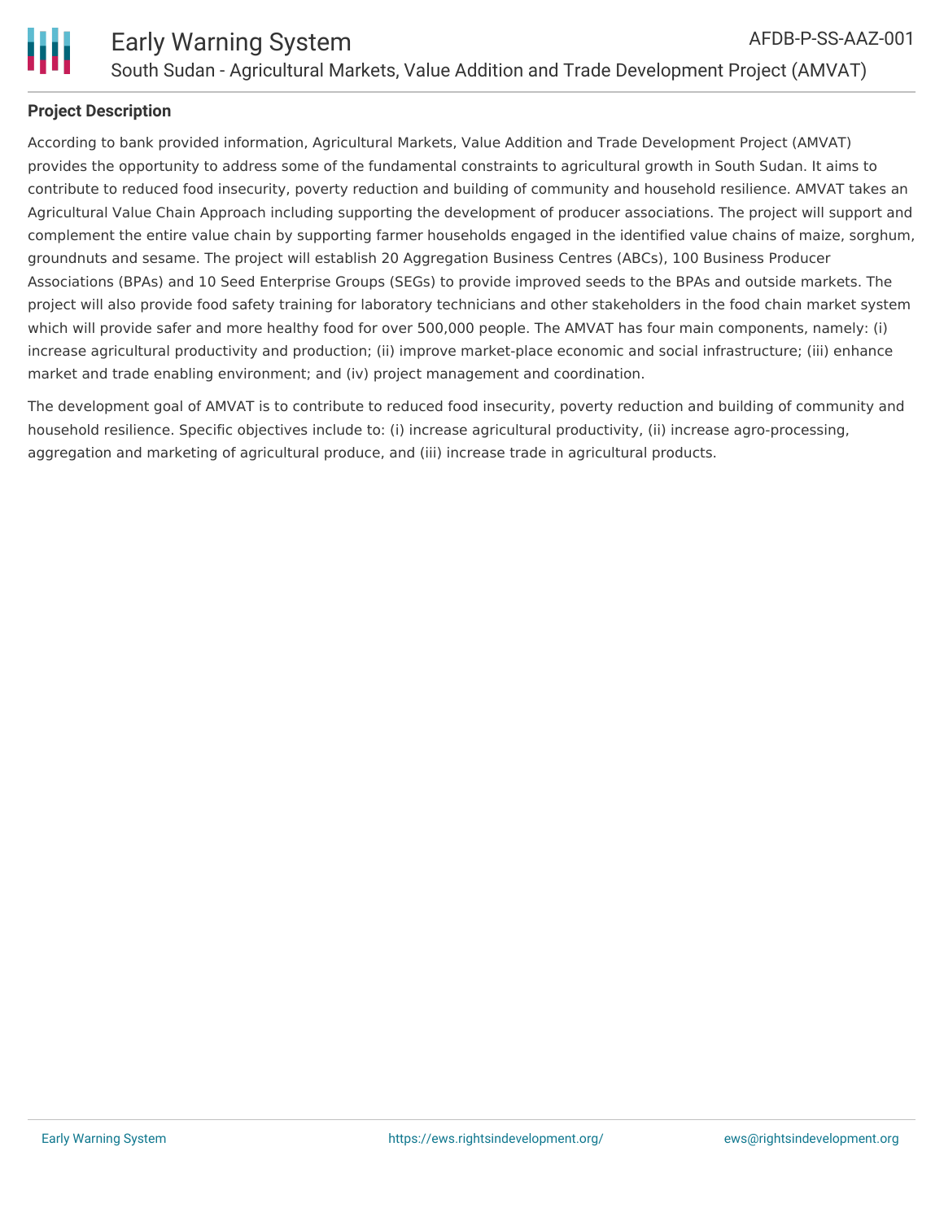## Project Description

According to bank provided information, Agricultural Markets, Value Addition and Trade Development Project (AMVAT) provides the opportunity to address some of the fundamental constraints to agricultural growth in South Sudan. It aims to contribute to reduced food insecurity, poverty reduction and building of community and household resilience. AMVAT takes an Agricultural Value Chain Approach including supporting the development of producer associations. The project will support and complement the entire value chain by supporting farmer households engaged in the identified value chains of maize, sorghum, groundnuts and sesame. The project will establish 20 Aggregation Business Centres (ABCs), 100 Business Producer Associations (BPAs) and 10 Seed Enterprise Groups (SEGs) to provide improved seeds to the BPAs and outside markets. The project will also provide food safety training for laboratory technicians and other stakeholders in the food chain market system which will provide safer and more healthy food for over 500,000 people. The AMVAT has four main components, namely: (i) increase agricultural productivity and production; (ii) improve market-place economic and social infrastructure; (iii) enhance market and trade enabling environment; and (iv) project management and coordination.

The development goal of AMVAT is to contribute to reduced food insecurity, poverty reduction and building of community and household resilience. Specific objectives include to: (i) increase agricultural productivity, (ii) increase agro-processing, aggregation and marketing of agricultural produce, and (iii) increase trade in agricultural products.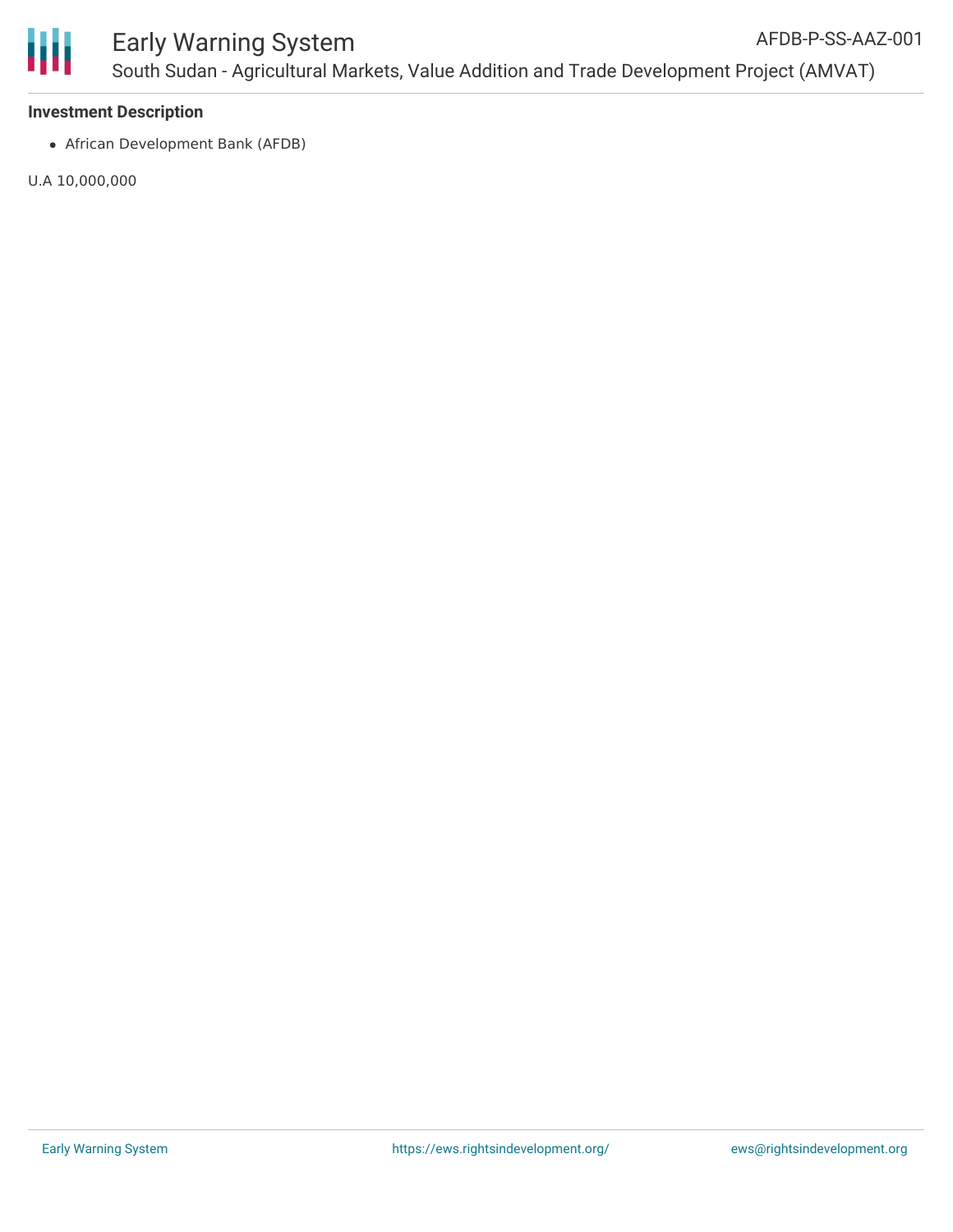**Investment Description**

- African Development Bank (AFDB)

U.A 10,000,000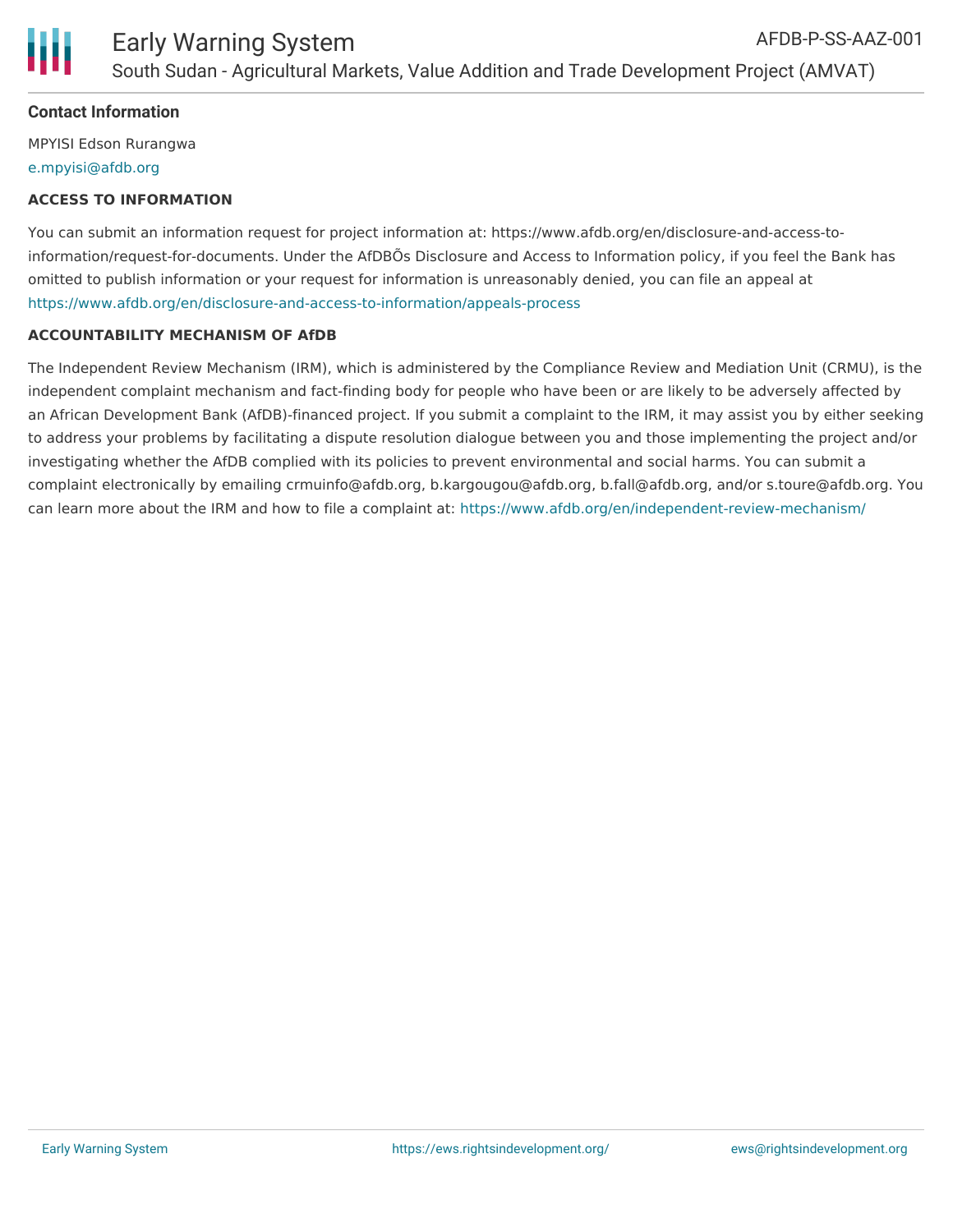**Contact Information**

MPYISI Edson Rurangwa
e.mpyisi@afdb.org

**ACCESS TO INFORMATION**

You can submit an information request for project information at: https://www.afdb.org/en/disclosure-and-access-to-information/request-for-documents. Under the AfDBÕs Disclosure and Access to Information policy, if you feel the Bank has omitted to publish information or your request for information is unreasonably denied, you can file an appeal at https://www.afdb.org/en/disclosure-and-access-to-information/appeals-process

**ACCOUNTABILITY MECHANISM OF AfDB**

The Independent Review Mechanism (IRM), which is administered by the Compliance Review and Mediation Unit (CRMU), is the independent complaint mechanism and fact-finding body for people who have been or are likely to be adversely affected by an African Development Bank (AfDB)-financed project. If you submit a complaint to the IRM, it may assist you by either seeking to address your problems by facilitating a dispute resolution dialogue between you and those implementing the project and/or investigating whether the AfDB complied with its policies to prevent environmental and social harms. You can submit a complaint electronically by emailing crmuinfo@afdb.org, b.kargougou@afdb.org, b.fall@afdb.org, and/or s.toure@afdb.org. You can learn more about the IRM and how to file a complaint at: https://www.afdb.org/en/independent-review-mechanism/